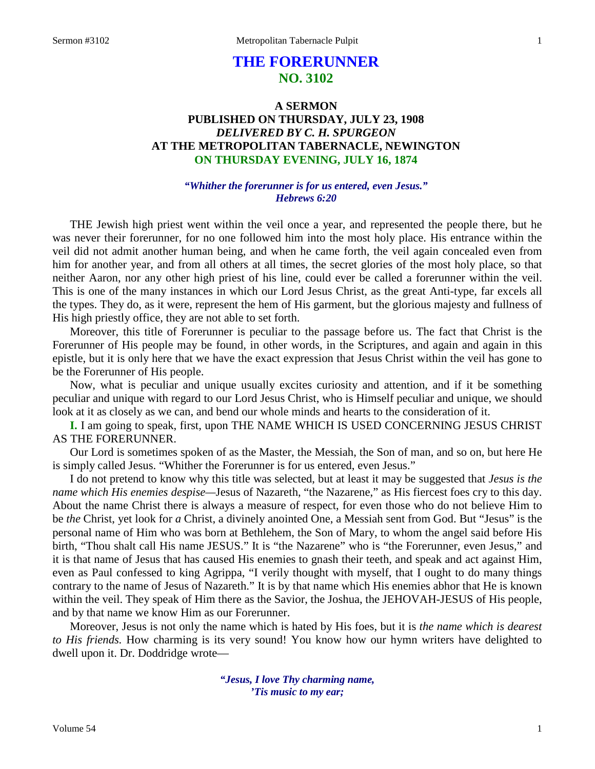# THE FORERUNNER
## NO. 3102

### A SERMON
### PUBLISHED ON THURSDAY, JULY 23, 1908
### *DELIVERED BY C. H. SPURGEON*
### AT THE METROPOLITAN TABERNACLE, NEWINGTON
### ON THURSDAY EVENING, JULY 16, 1874

***"Whither the forerunner is for us entered, even Jesus."***
***Hebrews 6:20***

THE Jewish high priest went within the veil once a year, and represented the people there, but he was never their forerunner, for no one followed him into the most holy place. His entrance within the veil did not admit another human being, and when he came forth, the veil again concealed even from him for another year, and from all others at all times, the secret glories of the most holy place, so that neither Aaron, nor any other high priest of his line, could ever be called a forerunner within the veil. This is one of the many instances in which our Lord Jesus Christ, as the great Anti-type, far excels all the types. They do, as it were, represent the hem of His garment, but the glorious majesty and fullness of His high priestly office, they are not able to set forth.

Moreover, this title of Forerunner is peculiar to the passage before us. The fact that Christ is the Forerunner of His people may be found, in other words, in the Scriptures, and again and again in this epistle, but it is only here that we have the exact expression that Jesus Christ within the veil has gone to be the Forerunner of His people.

Now, what is peculiar and unique usually excites curiosity and attention, and if it be something peculiar and unique with regard to our Lord Jesus Christ, who is Himself peculiar and unique, we should look at it as closely as we can, and bend our whole minds and hearts to the consideration of it.

**I.** I am going to speak, first, upon THE NAME WHICH IS USED CONCERNING JESUS CHRIST AS THE FORERUNNER.

Our Lord is sometimes spoken of as the Master, the Messiah, the Son of man, and so on, but here He is simply called Jesus. "Whither the Forerunner is for us entered, even Jesus."

I do not pretend to know why this title was selected, but at least it may be suggested that *Jesus is the name which His enemies despise*—Jesus of Nazareth, "the Nazarene," as His fiercest foes cry to this day. About the name Christ there is always a measure of respect, for even those who do not believe Him to be *the* Christ, yet look for *a* Christ, a divinely anointed One, a Messiah sent from God. But "Jesus" is the personal name of Him who was born at Bethlehem, the Son of Mary, to whom the angel said before His birth, "Thou shalt call His name JESUS." It is "the Nazarene" who is "the Forerunner, even Jesus," and it is that name of Jesus that has caused His enemies to gnash their teeth, and speak and act against Him, even as Paul confessed to king Agrippa, "I verily thought with myself, that I ought to do many things contrary to the name of Jesus of Nazareth." It is by that name which His enemies abhor that He is known within the veil. They speak of Him there as the Savior, the Joshua, the JEHOVAH-JESUS of His people, and by that name we know Him as our Forerunner.

Moreover, Jesus is not only the name which is hated by His foes, but it is *the name which is dearest to His friends.* How charming is its very sound! You know how our hymn writers have delighted to dwell upon it. Dr. Doddridge wrote—

> ***"Jesus, I love Thy charming name,***
> ***'Tis music to my ear;***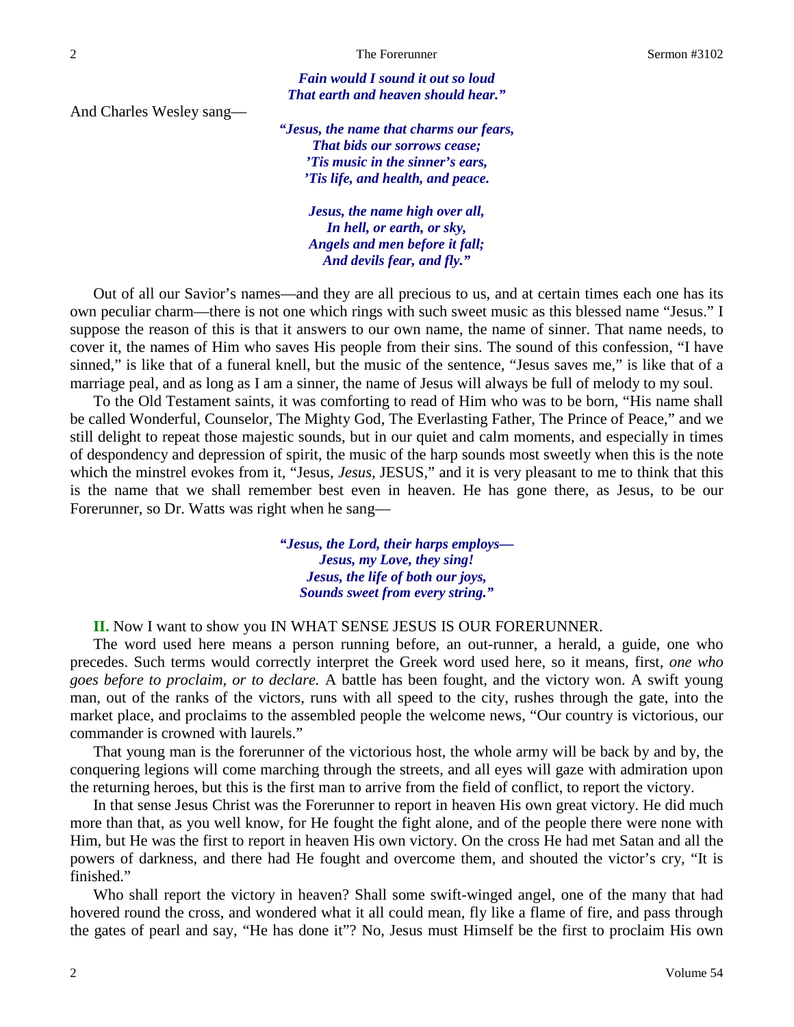*Fain would I sound it out so loud*
*That earth and heaven should hear."*

And Charles Wesley sang—

*"Jesus, the name that charms our fears,*
*That bids our sorrows cease;*
*'Tis music in the sinner's ears,*
*'Tis life, and health, and peace.*

*Jesus, the name high over all,*
*In hell, or earth, or sky,*
*Angels and men before it fall;*
*And devils fear, and fly."*

Out of all our Savior's names—and they are all precious to us, and at certain times each one has its own peculiar charm—there is not one which rings with such sweet music as this blessed name "Jesus." I suppose the reason of this is that it answers to our own name, the name of sinner. That name needs, to cover it, the names of Him who saves His people from their sins. The sound of this confession, "I have sinned," is like that of a funeral knell, but the music of the sentence, "Jesus saves me," is like that of a marriage peal, and as long as I am a sinner, the name of Jesus will always be full of melody to my soul.

To the Old Testament saints, it was comforting to read of Him who was to be born, "His name shall be called Wonderful, Counselor, The Mighty God, The Everlasting Father, The Prince of Peace," and we still delight to repeat those majestic sounds, but in our quiet and calm moments, and especially in times of despondency and depression of spirit, the music of the harp sounds most sweetly when this is the note which the minstrel evokes from it, "Jesus, *Jesus,* JESUS," and it is very pleasant to me to think that this is the name that we shall remember best even in heaven. He has gone there, as Jesus, to be our Forerunner, so Dr. Watts was right when he sang—

*"Jesus, the Lord, their harps employs—*
*Jesus, my Love, they sing!*
*Jesus, the life of both our joys,*
*Sounds sweet from every string."*

**II.** Now I want to show you IN WHAT SENSE JESUS IS OUR FORERUNNER.

The word used here means a person running before, an out-runner, a herald, a guide, one who precedes. Such terms would correctly interpret the Greek word used here, so it means, first, *one who goes before to proclaim, or to declare.* A battle has been fought, and the victory won. A swift young man, out of the ranks of the victors, runs with all speed to the city, rushes through the gate, into the market place, and proclaims to the assembled people the welcome news, "Our country is victorious, our commander is crowned with laurels."

That young man is the forerunner of the victorious host, the whole army will be back by and by, the conquering legions will come marching through the streets, and all eyes will gaze with admiration upon the returning heroes, but this is the first man to arrive from the field of conflict, to report the victory.

In that sense Jesus Christ was the Forerunner to report in heaven His own great victory. He did much more than that, as you well know, for He fought the fight alone, and of the people there were none with Him, but He was the first to report in heaven His own victory. On the cross He had met Satan and all the powers of darkness, and there had He fought and overcome them, and shouted the victor's cry, "It is finished."

Who shall report the victory in heaven? Shall some swift-winged angel, one of the many that had hovered round the cross, and wondered what it all could mean, fly like a flame of fire, and pass through the gates of pearl and say, "He has done it"? No, Jesus must Himself be the first to proclaim His own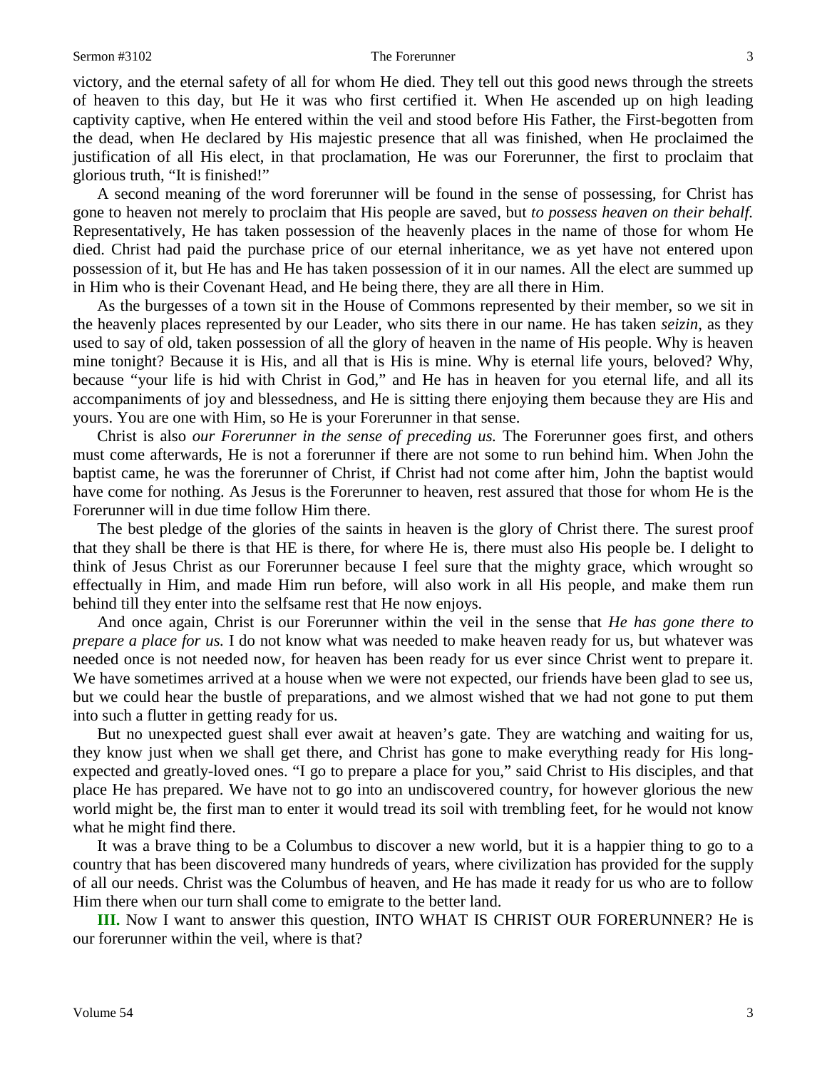victory, and the eternal safety of all for whom He died. They tell out this good news through the streets of heaven to this day, but He it was who first certified it. When He ascended up on high leading captivity captive, when He entered within the veil and stood before His Father, the First-begotten from the dead, when He declared by His majestic presence that all was finished, when He proclaimed the justification of all His elect, in that proclamation, He was our Forerunner, the first to proclaim that glorious truth, "It is finished!"

A second meaning of the word forerunner will be found in the sense of possessing, for Christ has gone to heaven not merely to proclaim that His people are saved, but *to possess heaven on their behalf.* Representatively, He has taken possession of the heavenly places in the name of those for whom He died. Christ had paid the purchase price of our eternal inheritance, we as yet have not entered upon possession of it, but He has and He has taken possession of it in our names. All the elect are summed up in Him who is their Covenant Head, and He being there, they are all there in Him.

As the burgesses of a town sit in the House of Commons represented by their member, so we sit in the heavenly places represented by our Leader, who sits there in our name. He has taken *seizin*, as they used to say of old, taken possession of all the glory of heaven in the name of His people. Why is heaven mine tonight? Because it is His, and all that is His is mine. Why is eternal life yours, beloved? Why, because "your life is hid with Christ in God," and He has in heaven for you eternal life, and all its accompaniments of joy and blessedness, and He is sitting there enjoying them because they are His and yours. You are one with Him, so He is your Forerunner in that sense.

Christ is also *our Forerunner in the sense of preceding us.* The Forerunner goes first, and others must come afterwards, He is not a forerunner if there are not some to run behind him. When John the baptist came, he was the forerunner of Christ, if Christ had not come after him, John the baptist would have come for nothing. As Jesus is the Forerunner to heaven, rest assured that those for whom He is the Forerunner will in due time follow Him there.

The best pledge of the glories of the saints in heaven is the glory of Christ there. The surest proof that they shall be there is that HE is there, for where He is, there must also His people be. I delight to think of Jesus Christ as our Forerunner because I feel sure that the mighty grace, which wrought so effectually in Him, and made Him run before, will also work in all His people, and make them run behind till they enter into the selfsame rest that He now enjoys.

And once again, Christ is our Forerunner within the veil in the sense that *He has gone there to prepare a place for us.* I do not know what was needed to make heaven ready for us, but whatever was needed once is not needed now, for heaven has been ready for us ever since Christ went to prepare it. We have sometimes arrived at a house when we were not expected, our friends have been glad to see us, but we could hear the bustle of preparations, and we almost wished that we had not gone to put them into such a flutter in getting ready for us.

But no unexpected guest shall ever await at heaven's gate. They are watching and waiting for us, they know just when we shall get there, and Christ has gone to make everything ready for His long-expected and greatly-loved ones. "I go to prepare a place for you," said Christ to His disciples, and that place He has prepared. We have not to go into an undiscovered country, for however glorious the new world might be, the first man to enter it would tread its soil with trembling feet, for he would not know what he might find there.

It was a brave thing to be a Columbus to discover a new world, but it is a happier thing to go to a country that has been discovered many hundreds of years, where civilization has provided for the supply of all our needs. Christ was the Columbus of heaven, and He has made it ready for us who are to follow Him there when our turn shall come to emigrate to the better land.

**III.** Now I want to answer this question, INTO WHAT IS CHRIST OUR FORERUNNER? He is our forerunner within the veil, where is that?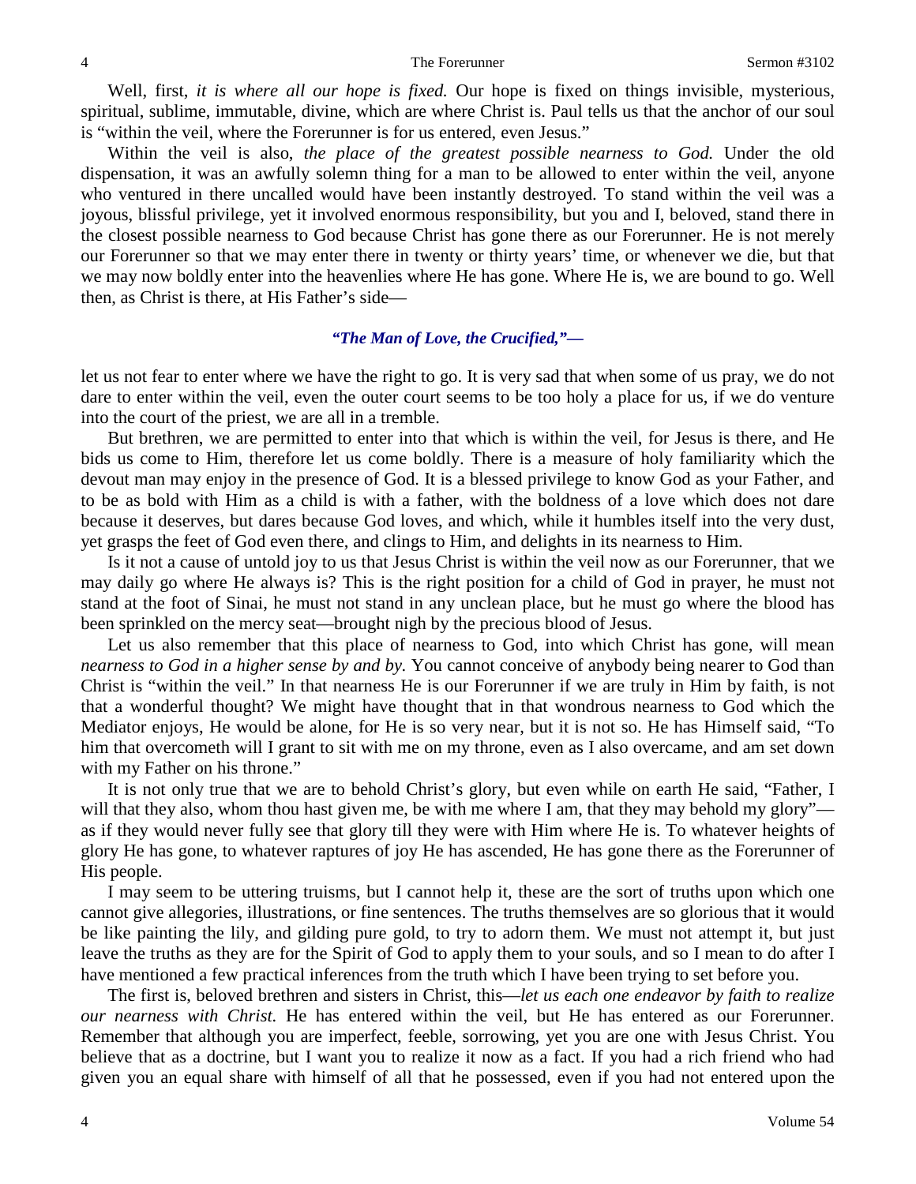Well, first, *it is where all our hope is fixed.* Our hope is fixed on things invisible, mysterious, spiritual, sublime, immutable, divine, which are where Christ is. Paul tells us that the anchor of our soul is "within the veil, where the Forerunner is for us entered, even Jesus."

Within the veil is also, *the place of the greatest possible nearness to God.* Under the old dispensation, it was an awfully solemn thing for a man to be allowed to enter within the veil, anyone who ventured in there uncalled would have been instantly destroyed. To stand within the veil was a joyous, blissful privilege, yet it involved enormous responsibility, but you and I, beloved, stand there in the closest possible nearness to God because Christ has gone there as our Forerunner. He is not merely our Forerunner so that we may enter there in twenty or thirty years' time, or whenever we die, but that we may now boldly enter into the heavenlies where He has gone. Where He is, we are bound to go. Well then, as Christ is there, at His Father's side—

*"The Man of Love, the Crucified,"—*

let us not fear to enter where we have the right to go. It is very sad that when some of us pray, we do not dare to enter within the veil, even the outer court seems to be too holy a place for us, if we do venture into the court of the priest, we are all in a tremble.

But brethren, we are permitted to enter into that which is within the veil, for Jesus is there, and He bids us come to Him, therefore let us come boldly. There is a measure of holy familiarity which the devout man may enjoy in the presence of God. It is a blessed privilege to know God as your Father, and to be as bold with Him as a child is with a father, with the boldness of a love which does not dare because it deserves, but dares because God loves, and which, while it humbles itself into the very dust, yet grasps the feet of God even there, and clings to Him, and delights in its nearness to Him.

Is it not a cause of untold joy to us that Jesus Christ is within the veil now as our Forerunner, that we may daily go where He always is? This is the right position for a child of God in prayer, he must not stand at the foot of Sinai, he must not stand in any unclean place, but he must go where the blood has been sprinkled on the mercy seat—brought nigh by the precious blood of Jesus.

Let us also remember that this place of nearness to God, into which Christ has gone, will mean *nearness to God in a higher sense by and by.* You cannot conceive of anybody being nearer to God than Christ is "within the veil." In that nearness He is our Forerunner if we are truly in Him by faith, is not that a wonderful thought? We might have thought that in that wondrous nearness to God which the Mediator enjoys, He would be alone, for He is so very near, but it is not so. He has Himself said, "To him that overcometh will I grant to sit with me on my throne, even as I also overcame, and am set down with my Father on his throne."

It is not only true that we are to behold Christ's glory, but even while on earth He said, "Father, I will that they also, whom thou hast given me, be with me where I am, that they may behold my glory"—as if they would never fully see that glory till they were with Him where He is. To whatever heights of glory He has gone, to whatever raptures of joy He has ascended, He has gone there as the Forerunner of His people.

I may seem to be uttering truisms, but I cannot help it, these are the sort of truths upon which one cannot give allegories, illustrations, or fine sentences. The truths themselves are so glorious that it would be like painting the lily, and gilding pure gold, to try to adorn them. We must not attempt it, but just leave the truths as they are for the Spirit of God to apply them to your souls, and so I mean to do after I have mentioned a few practical inferences from the truth which I have been trying to set before you.

The first is, beloved brethren and sisters in Christ, this—*let us each one endeavor by faith to realize our nearness with Christ.* He has entered within the veil, but He has entered as our Forerunner. Remember that although you are imperfect, feeble, sorrowing, yet you are one with Jesus Christ. You believe that as a doctrine, but I want you to realize it now as a fact. If you had a rich friend who had given you an equal share with himself of all that he possessed, even if you had not entered upon the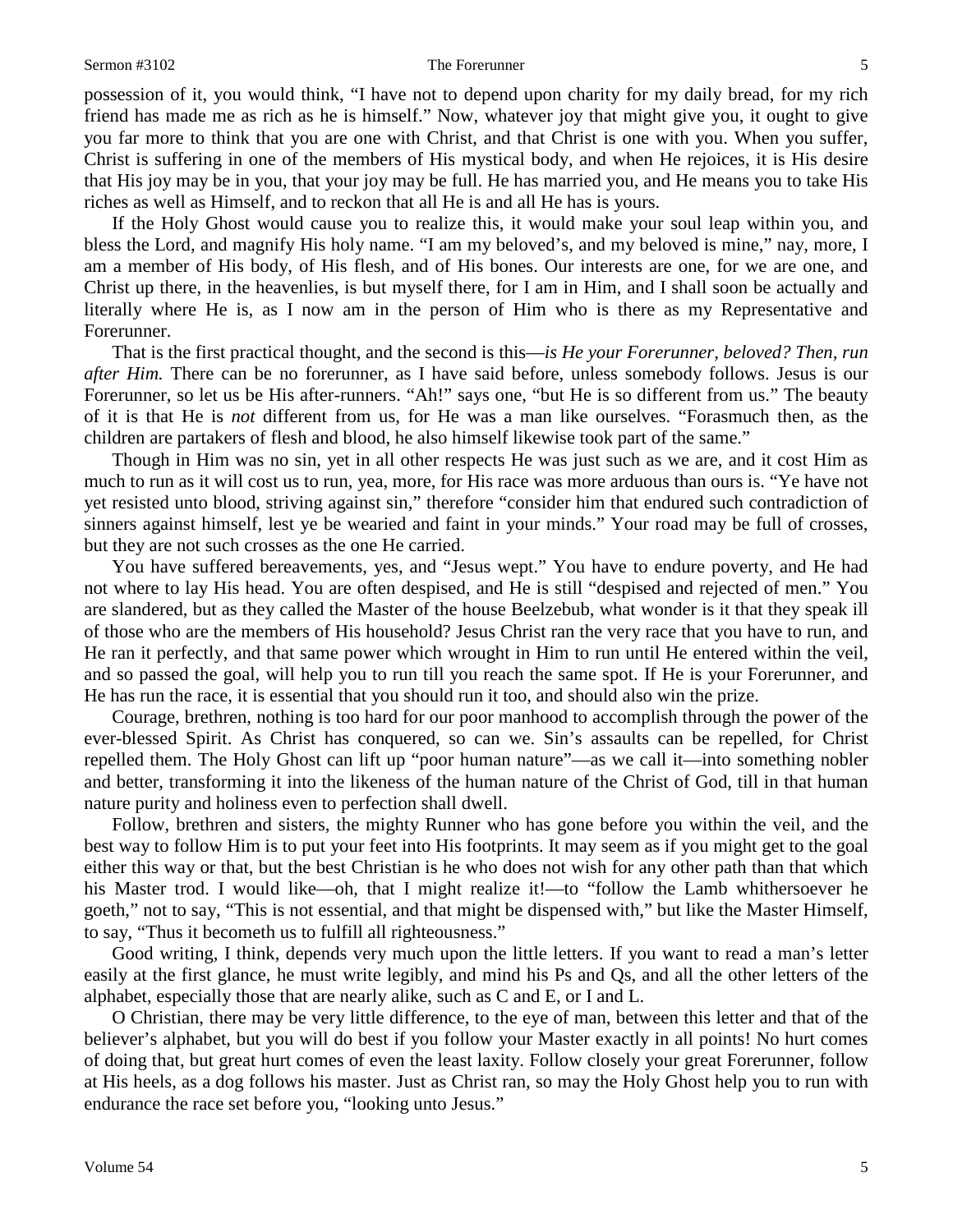possession of it, you would think, "I have not to depend upon charity for my daily bread, for my rich friend has made me as rich as he is himself." Now, whatever joy that might give you, it ought to give you far more to think that you are one with Christ, and that Christ is one with you. When you suffer, Christ is suffering in one of the members of His mystical body, and when He rejoices, it is His desire that His joy may be in you, that your joy may be full. He has married you, and He means you to take His riches as well as Himself, and to reckon that all He is and all He has is yours.

If the Holy Ghost would cause you to realize this, it would make your soul leap within you, and bless the Lord, and magnify His holy name. "I am my beloved's, and my beloved is mine," nay, more, I am a member of His body, of His flesh, and of His bones. Our interests are one, for we are one, and Christ up there, in the heavenlies, is but myself there, for I am in Him, and I shall soon be actually and literally where He is, as I now am in the person of Him who is there as my Representative and Forerunner.

That is the first practical thought, and the second is this—*is He your Forerunner, beloved? Then, run after Him.* There can be no forerunner, as I have said before, unless somebody follows. Jesus is our Forerunner, so let us be His after-runners. "Ah!" says one, "but He is so different from us." The beauty of it is that He is *not* different from us, for He was a man like ourselves. "Forasmuch then, as the children are partakers of flesh and blood, he also himself likewise took part of the same."

Though in Him was no sin, yet in all other respects He was just such as we are, and it cost Him as much to run as it will cost us to run, yea, more, for His race was more arduous than ours is. "Ye have not yet resisted unto blood, striving against sin," therefore "consider him that endured such contradiction of sinners against himself, lest ye be wearied and faint in your minds." Your road may be full of crosses, but they are not such crosses as the one He carried.

You have suffered bereavements, yes, and "Jesus wept." You have to endure poverty, and He had not where to lay His head. You are often despised, and He is still "despised and rejected of men." You are slandered, but as they called the Master of the house Beelzebub, what wonder is it that they speak ill of those who are the members of His household? Jesus Christ ran the very race that you have to run, and He ran it perfectly, and that same power which wrought in Him to run until He entered within the veil, and so passed the goal, will help you to run till you reach the same spot. If He is your Forerunner, and He has run the race, it is essential that you should run it too, and should also win the prize.

Courage, brethren, nothing is too hard for our poor manhood to accomplish through the power of the ever-blessed Spirit. As Christ has conquered, so can we. Sin's assaults can be repelled, for Christ repelled them. The Holy Ghost can lift up "poor human nature"—as we call it—into something nobler and better, transforming it into the likeness of the human nature of the Christ of God, till in that human nature purity and holiness even to perfection shall dwell.

Follow, brethren and sisters, the mighty Runner who has gone before you within the veil, and the best way to follow Him is to put your feet into His footprints. It may seem as if you might get to the goal either this way or that, but the best Christian is he who does not wish for any other path than that which his Master trod. I would like—oh, that I might realize it!—to "follow the Lamb whithersoever he goeth," not to say, "This is not essential, and that might be dispensed with," but like the Master Himself, to say, "Thus it becometh us to fulfill all righteousness."

Good writing, I think, depends very much upon the little letters. If you want to read a man's letter easily at the first glance, he must write legibly, and mind his Ps and Qs, and all the other letters of the alphabet, especially those that are nearly alike, such as C and E, or I and L.

O Christian, there may be very little difference, to the eye of man, between this letter and that of the believer's alphabet, but you will do best if you follow your Master exactly in all points! No hurt comes of doing that, but great hurt comes of even the least laxity. Follow closely your great Forerunner, follow at His heels, as a dog follows his master. Just as Christ ran, so may the Holy Ghost help you to run with endurance the race set before you, "looking unto Jesus."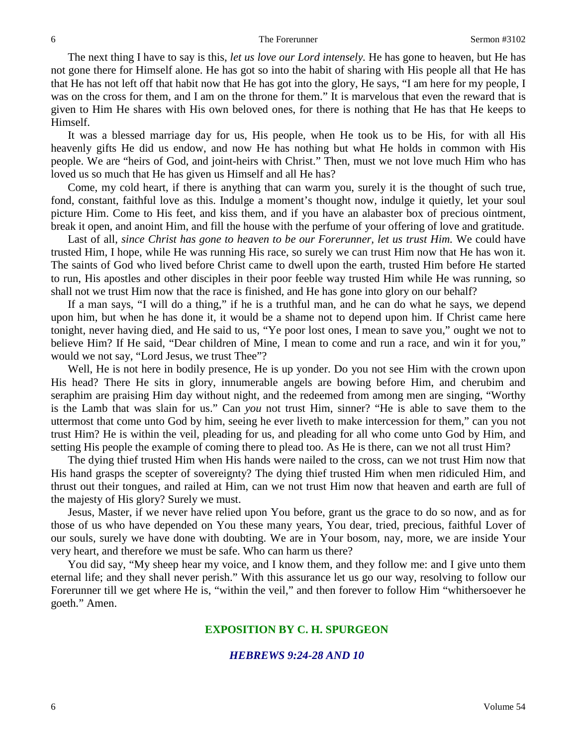The next thing I have to say is this, *let us love our Lord intensely.* He has gone to heaven, but He has not gone there for Himself alone. He has got so into the habit of sharing with His people all that He has that He has not left off that habit now that He has got into the glory, He says, "I am here for my people, I was on the cross for them, and I am on the throne for them." It is marvelous that even the reward that is given to Him He shares with His own beloved ones, for there is nothing that He has that He keeps to Himself.

It was a blessed marriage day for us, His people, when He took us to be His, for with all His heavenly gifts He did us endow, and now He has nothing but what He holds in common with His people. We are "heirs of God, and joint-heirs with Christ." Then, must we not love much Him who has loved us so much that He has given us Himself and all He has?

Come, my cold heart, if there is anything that can warm you, surely it is the thought of such true, fond, constant, faithful love as this. Indulge a moment's thought now, indulge it quietly, let your soul picture Him. Come to His feet, and kiss them, and if you have an alabaster box of precious ointment, break it open, and anoint Him, and fill the house with the perfume of your offering of love and gratitude.

Last of all, *since Christ has gone to heaven to be our Forerunner, let us trust Him.* We could have trusted Him, I hope, while He was running His race, so surely we can trust Him now that He has won it. The saints of God who lived before Christ came to dwell upon the earth, trusted Him before He started to run, His apostles and other disciples in their poor feeble way trusted Him while He was running, so shall not we trust Him now that the race is finished, and He has gone into glory on our behalf?

If a man says, "I will do a thing," if he is a truthful man, and he can do what he says, we depend upon him, but when he has done it, it would be a shame not to depend upon him. If Christ came here tonight, never having died, and He said to us, "Ye poor lost ones, I mean to save you," ought we not to believe Him? If He said, "Dear children of Mine, I mean to come and run a race, and win it for you," would we not say, "Lord Jesus, we trust Thee"?

Well, He is not here in bodily presence, He is up yonder. Do you not see Him with the crown upon His head? There He sits in glory, innumerable angels are bowing before Him, and cherubim and seraphim are praising Him day without night, and the redeemed from among men are singing, "Worthy is the Lamb that was slain for us." Can *you* not trust Him, sinner? "He is able to save them to the uttermost that come unto God by him, seeing he ever liveth to make intercession for them," can you not trust Him? He is within the veil, pleading for us, and pleading for all who come unto God by Him, and setting His people the example of coming there to plead too. As He is there, can we not all trust Him?

The dying thief trusted Him when His hands were nailed to the cross, can we not trust Him now that His hand grasps the scepter of sovereignty? The dying thief trusted Him when men ridiculed Him, and thrust out their tongues, and railed at Him, can we not trust Him now that heaven and earth are full of the majesty of His glory? Surely we must.

Jesus, Master, if we never have relied upon You before, grant us the grace to do so now, and as for those of us who have depended on You these many years, You dear, tried, precious, faithful Lover of our souls, surely we have done with doubting. We are in Your bosom, nay, more, we are inside Your very heart, and therefore we must be safe. Who can harm us there?

You did say, "My sheep hear my voice, and I know them, and they follow me: and I give unto them eternal life; and they shall never perish." With this assurance let us go our way, resolving to follow our Forerunner till we get where He is, "within the veil," and then forever to follow Him "whithersoever he goeth." Amen.

## EXPOSITION BY C. H. SPURGEON

### *HEBREWS 9:24-28 AND 10*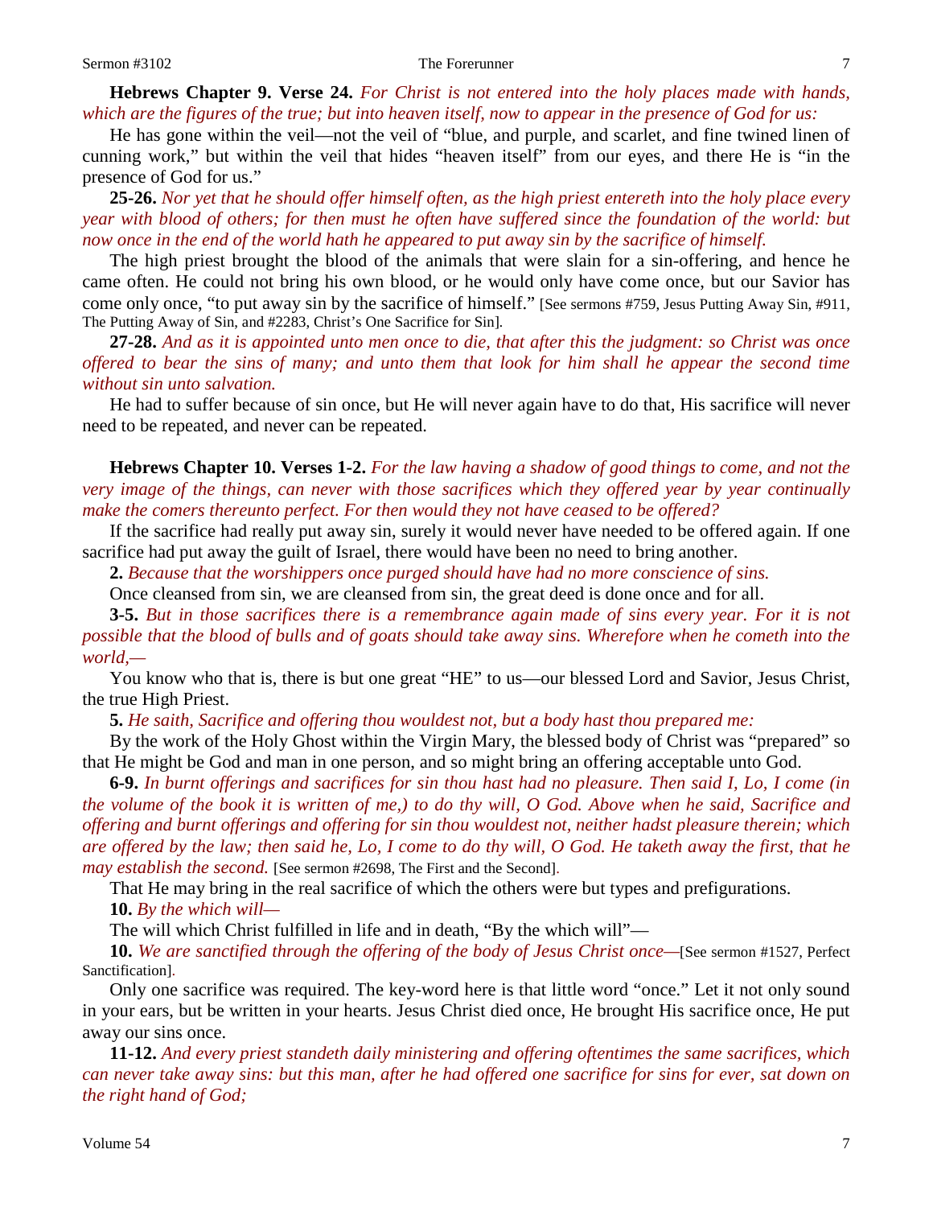**Hebrews Chapter 9. Verse 24.** *For Christ is not entered into the holy places made with hands, which are the figures of the true; but into heaven itself, now to appear in the presence of God for us:*

He has gone within the veil—not the veil of "blue, and purple, and scarlet, and fine twined linen of cunning work," but within the veil that hides "heaven itself" from our eyes, and there He is "in the presence of God for us."

**25-26.** *Nor yet that he should offer himself often, as the high priest entereth into the holy place every year with blood of others; for then must he often have suffered since the foundation of the world: but now once in the end of the world hath he appeared to put away sin by the sacrifice of himself.*

The high priest brought the blood of the animals that were slain for a sin-offering, and hence he came often. He could not bring his own blood, or he would only have come once, but our Savior has come only once, "to put away sin by the sacrifice of himself." [See sermons #759, Jesus Putting Away Sin, #911, The Putting Away of Sin, and #2283, Christ's One Sacrifice for Sin].

**27-28.** *And as it is appointed unto men once to die, that after this the judgment: so Christ was once offered to bear the sins of many; and unto them that look for him shall he appear the second time without sin unto salvation.*

He had to suffer because of sin once, but He will never again have to do that, His sacrifice will never need to be repeated, and never can be repeated.

**Hebrews Chapter 10. Verses 1-2.** *For the law having a shadow of good things to come, and not the very image of the things, can never with those sacrifices which they offered year by year continually make the comers thereunto perfect. For then would they not have ceased to be offered?*

If the sacrifice had really put away sin, surely it would never have needed to be offered again. If one sacrifice had put away the guilt of Israel, there would have been no need to bring another.

**2.** *Because that the worshippers once purged should have had no more conscience of sins.*

Once cleansed from sin, we are cleansed from sin, the great deed is done once and for all.

**3-5.** *But in those sacrifices there is a remembrance again made of sins every year. For it is not possible that the blood of bulls and of goats should take away sins. Wherefore when he cometh into the world,—*

You know who that is, there is but one great "HE" to us—our blessed Lord and Savior, Jesus Christ, the true High Priest.

**5.** *He saith, Sacrifice and offering thou wouldest not, but a body hast thou prepared me:*

By the work of the Holy Ghost within the Virgin Mary, the blessed body of Christ was "prepared" so that He might be God and man in one person, and so might bring an offering acceptable unto God.

**6-9.** *In burnt offerings and sacrifices for sin thou hast had no pleasure. Then said I, Lo, I come (in the volume of the book it is written of me,) to do thy will, O God. Above when he said, Sacrifice and offering and burnt offerings and offering for sin thou wouldest not, neither hadst pleasure therein; which are offered by the law; then said he, Lo, I come to do thy will, O God. He taketh away the first, that he may establish the second.* [See sermon #2698, The First and the Second].

That He may bring in the real sacrifice of which the others were but types and prefigurations.

**10.** *By the which will—*

The will which Christ fulfilled in life and in death, "By the which will"—

**10.** *We are sanctified through the offering of the body of Jesus Christ once*—[See sermon #1527, Perfect Sanctification].

Only one sacrifice was required. The key-word here is that little word "once." Let it not only sound in your ears, but be written in your hearts. Jesus Christ died once, He brought His sacrifice once, He put away our sins once.

**11-12.** *And every priest standeth daily ministering and offering oftentimes the same sacrifices, which can never take away sins: but this man, after he had offered one sacrifice for sins for ever, sat down on the right hand of God;*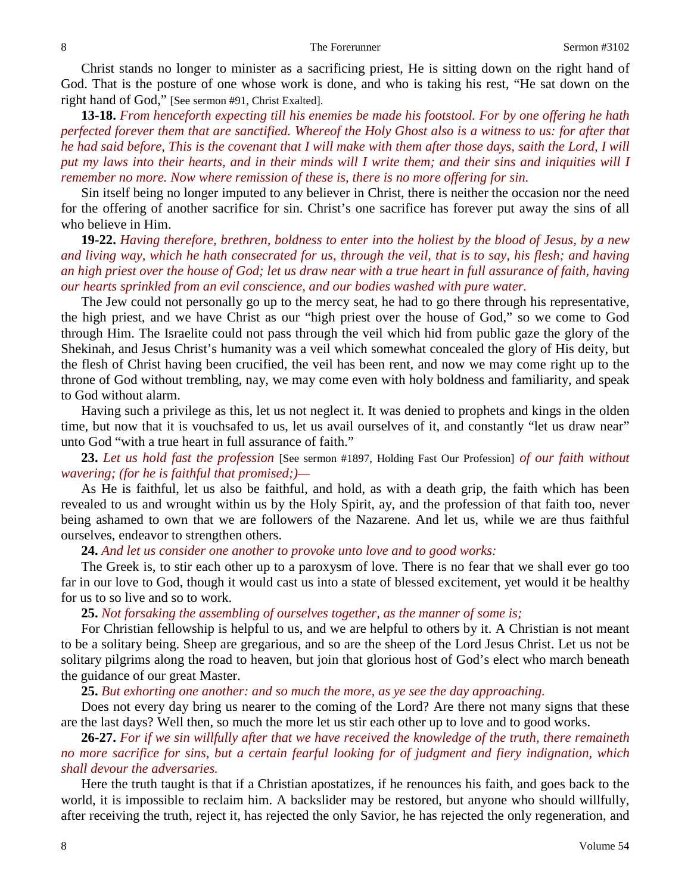Christ stands no longer to minister as a sacrificing priest, He is sitting down on the right hand of God. That is the posture of one whose work is done, and who is taking his rest, "He sat down on the right hand of God," [See sermon #91, Christ Exalted].

**13-18.** *From henceforth expecting till his enemies be made his footstool. For by one offering he hath perfected forever them that are sanctified. Whereof the Holy Ghost also is a witness to us: for after that he had said before, This is the covenant that I will make with them after those days, saith the Lord, I will put my laws into their hearts, and in their minds will I write them; and their sins and iniquities will I remember no more. Now where remission of these is, there is no more offering for sin.*

Sin itself being no longer imputed to any believer in Christ, there is neither the occasion nor the need for the offering of another sacrifice for sin. Christ's one sacrifice has forever put away the sins of all who believe in Him.

**19-22.** *Having therefore, brethren, boldness to enter into the holiest by the blood of Jesus, by a new and living way, which he hath consecrated for us, through the veil, that is to say, his flesh; and having an high priest over the house of God; let us draw near with a true heart in full assurance of faith, having our hearts sprinkled from an evil conscience, and our bodies washed with pure water.*

The Jew could not personally go up to the mercy seat, he had to go there through his representative, the high priest, and we have Christ as our "high priest over the house of God," so we come to God through Him. The Israelite could not pass through the veil which hid from public gaze the glory of the Shekinah, and Jesus Christ's humanity was a veil which somewhat concealed the glory of His deity, but the flesh of Christ having been crucified, the veil has been rent, and now we may come right up to the throne of God without trembling, nay, we may come even with holy boldness and familiarity, and speak to God without alarm.

Having such a privilege as this, let us not neglect it. It was denied to prophets and kings in the olden time, but now that it is vouchsafed to us, let us avail ourselves of it, and constantly "let us draw near" unto God "with a true heart in full assurance of faith."

**23.** *Let us hold fast the profession* [See sermon #1897, Holding Fast Our Profession] *of our faith without wavering; (for he is faithful that promised;)—*

As He is faithful, let us also be faithful, and hold, as with a death grip, the faith which has been revealed to us and wrought within us by the Holy Spirit, ay, and the profession of that faith too, never being ashamed to own that we are followers of the Nazarene. And let us, while we are thus faithful ourselves, endeavor to strengthen others.

**24.** *And let us consider one another to provoke unto love and to good works:*

The Greek is, to stir each other up to a paroxysm of love. There is no fear that we shall ever go too far in our love to God, though it would cast us into a state of blessed excitement, yet would it be healthy for us to so live and so to work.

**25.** *Not forsaking the assembling of ourselves together, as the manner of some is;*

For Christian fellowship is helpful to us, and we are helpful to others by it. A Christian is not meant to be a solitary being. Sheep are gregarious, and so are the sheep of the Lord Jesus Christ. Let us not be solitary pilgrims along the road to heaven, but join that glorious host of God's elect who march beneath the guidance of our great Master.

**25.** *But exhorting one another: and so much the more, as ye see the day approaching.*

Does not every day bring us nearer to the coming of the Lord? Are there not many signs that these are the last days? Well then, so much the more let us stir each other up to love and to good works.

**26-27.** *For if we sin willfully after that we have received the knowledge of the truth, there remaineth no more sacrifice for sins, but a certain fearful looking for of judgment and fiery indignation, which shall devour the adversaries.*

Here the truth taught is that if a Christian apostatizes, if he renounces his faith, and goes back to the world, it is impossible to reclaim him. A backslider may be restored, but anyone who should willfully, after receiving the truth, reject it, has rejected the only Savior, he has rejected the only regeneration, and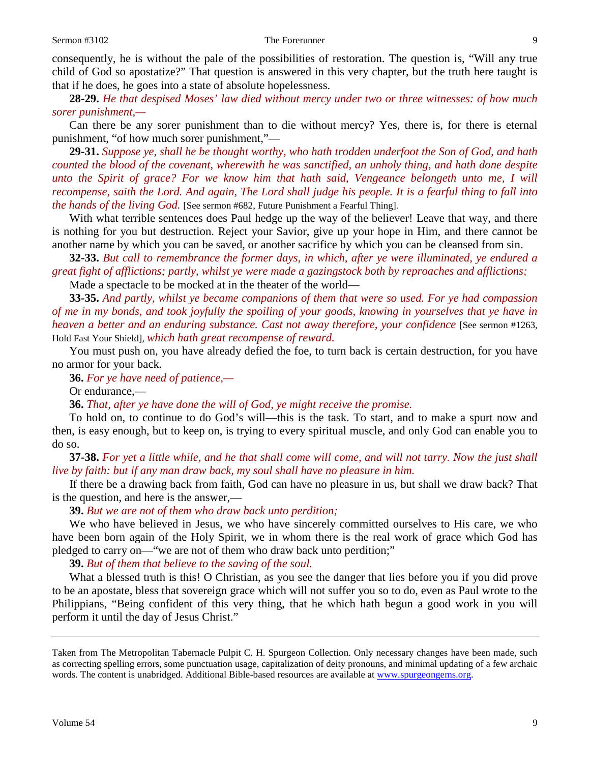consequently, he is without the pale of the possibilities of restoration. The question is, "Will any true child of God so apostatize?" That question is answered in this very chapter, but the truth here taught is that if he does, he goes into a state of absolute hopelessness.

**28-29.** *He that despised Moses' law died without mercy under two or three witnesses: of how much sorer punishment,—*

Can there be any sorer punishment than to die without mercy? Yes, there is, for there is eternal punishment, "of how much sorer punishment,"—

**29-31.** *Suppose ye, shall he be thought worthy, who hath trodden underfoot the Son of God, and hath counted the blood of the covenant, wherewith he was sanctified, an unholy thing, and hath done despite unto the Spirit of grace? For we know him that hath said, Vengeance belongeth unto me, I will recompense, saith the Lord. And again, The Lord shall judge his people. It is a fearful thing to fall into the hands of the living God.* [See sermon #682, Future Punishment a Fearful Thing].

With what terrible sentences does Paul hedge up the way of the believer! Leave that way, and there is nothing for you but destruction. Reject your Savior, give up your hope in Him, and there cannot be another name by which you can be saved, or another sacrifice by which you can be cleansed from sin.

**32-33.** *But call to remembrance the former days, in which, after ye were illuminated, ye endured a great fight of afflictions; partly, whilst ye were made a gazingstock both by reproaches and afflictions;*

Made a spectacle to be mocked at in the theater of the world—

**33-35.** *And partly, whilst ye became companions of them that were so used. For ye had compassion of me in my bonds, and took joyfully the spoiling of your goods, knowing in yourselves that ye have in heaven a better and an enduring substance. Cast not away therefore, your confidence* [See sermon #1263, Hold Fast Your Shield], *which hath great recompense of reward.*

You must push on, you have already defied the foe, to turn back is certain destruction, for you have no armor for your back.

**36.** *For ye have need of patience,—*

Or endurance,—

**36.** *That, after ye have done the will of God, ye might receive the promise.*

To hold on, to continue to do God's will—this is the task. To start, and to make a spurt now and then, is easy enough, but to keep on, is trying to every spiritual muscle, and only God can enable you to do so.

**37-38.** *For yet a little while, and he that shall come will come, and will not tarry. Now the just shall live by faith: but if any man draw back, my soul shall have no pleasure in him.*

If there be a drawing back from faith, God can have no pleasure in us, but shall we draw back? That is the question, and here is the answer,—

**39.** *But we are not of them who draw back unto perdition;*

We who have believed in Jesus, we who have sincerely committed ourselves to His care, we who have been born again of the Holy Spirit, we in whom there is the real work of grace which God has pledged to carry on—"we are not of them who draw back unto perdition;"

**39.** *But of them that believe to the saving of the soul.*

What a blessed truth is this! O Christian, as you see the danger that lies before you if you did prove to be an apostate, bless that sovereign grace which will not suffer you so to do, even as Paul wrote to the Philippians, "Being confident of this very thing, that he which hath begun a good work in you will perform it until the day of Jesus Christ."

---

Taken from The Metropolitan Tabernacle Pulpit C. H. Spurgeon Collection. Only necessary changes have been made, such as correcting spelling errors, some punctuation usage, capitalization of deity pronouns, and minimal updating of a few archaic words. The content is unabridged. Additional Bible-based resources are available at www.spurgeongems.org.